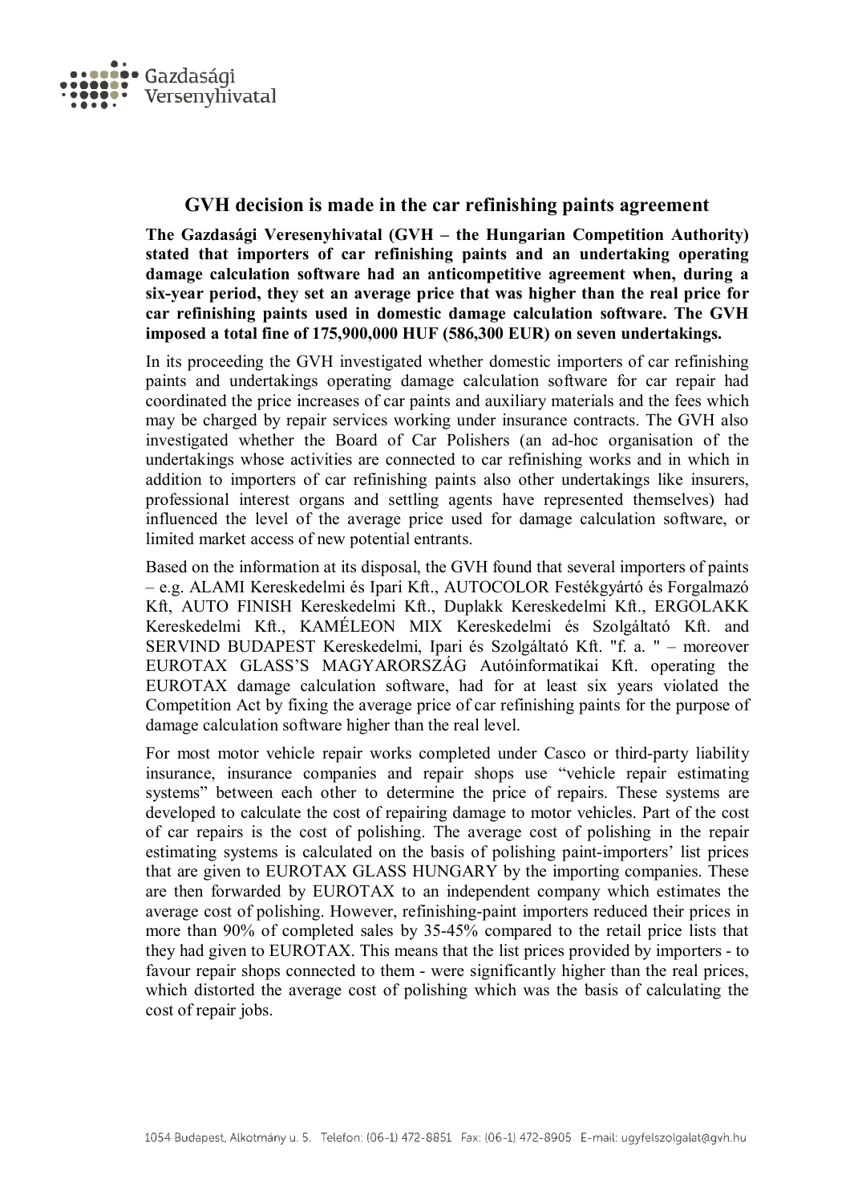## GVH decision is made in the car refinishing paints agreement

**The Gazdasági Veresenyhivatal (GVH – the Hungarian Competition Authority) stated that importers of car refinishing paints and an undertaking operating damage calculation software had an anticompetitive agreement when, during a six-year period, they set an average price that was higher than the real price for car refinishing paints used in domestic damage calculation software. The GVH imposed a total fine of 175,900,000 HUF (586,300 EUR) on seven undertakings.**

In its proceeding the GVH investigated whether domestic importers of car refinishing paints and undertakings operating damage calculation software for car repair had coordinated the price increases of car paints and auxiliary materials and the fees which may be charged by repair services working under insurance contracts. The GVH also investigated whether the Board of Car Polishers (an ad-hoc organisation of the undertakings whose activities are connected to car refinishing works and in which in addition to importers of car refinishing paints also other undertakings like insurers, professional interest organs and settling agents have represented themselves) had influenced the level of the average price used for damage calculation software, or limited market access of new potential entrants.

Based on the information at its disposal, the GVH found that several importers of paints – e.g. ALAMI Kereskedelmi és Ipari Kft., AUTOCOLOR Festékgyártó és Forgalmazó Kft, AUTO FINISH Kereskedelmi Kft., Duplakk Kereskedelmi Kft., ERGOLAKK Kereskedelmi Kft., KAMÉLEON MIX Kereskedelmi és Szolgáltató Kft. and SERVIND BUDAPEST Kereskedelmi, Ipari és Szolgáltató Kft. "f. a. " – moreover EUROTAX GLASS'S MAGYARORSZÁG Autóinformatikai Kft. operating the EUROTAX damage calculation software, had for at least six years violated the Competition Act by fixing the average price of car refinishing paints for the purpose of damage calculation software higher than the real level.

For most motor vehicle repair works completed under Casco or third-party liability insurance, insurance companies and repair shops use "vehicle repair estimating systems" between each other to determine the price of repairs. These systems are developed to calculate the cost of repairing damage to motor vehicles. Part of the cost of car repairs is the cost of polishing. The average cost of polishing in the repair estimating systems is calculated on the basis of polishing paint-importers' list prices that are given to EUROTAX GLASS HUNGARY by the importing companies. These are then forwarded by EUROTAX to an independent company which estimates the average cost of polishing. However, refinishing-paint importers reduced their prices in more than 90% of completed sales by 35-45% compared to the retail price lists that they had given to EUROTAX. This means that the list prices provided by importers - to favour repair shops connected to them - were significantly higher than the real prices, which distorted the average cost of polishing which was the basis of calculating the cost of repair jobs.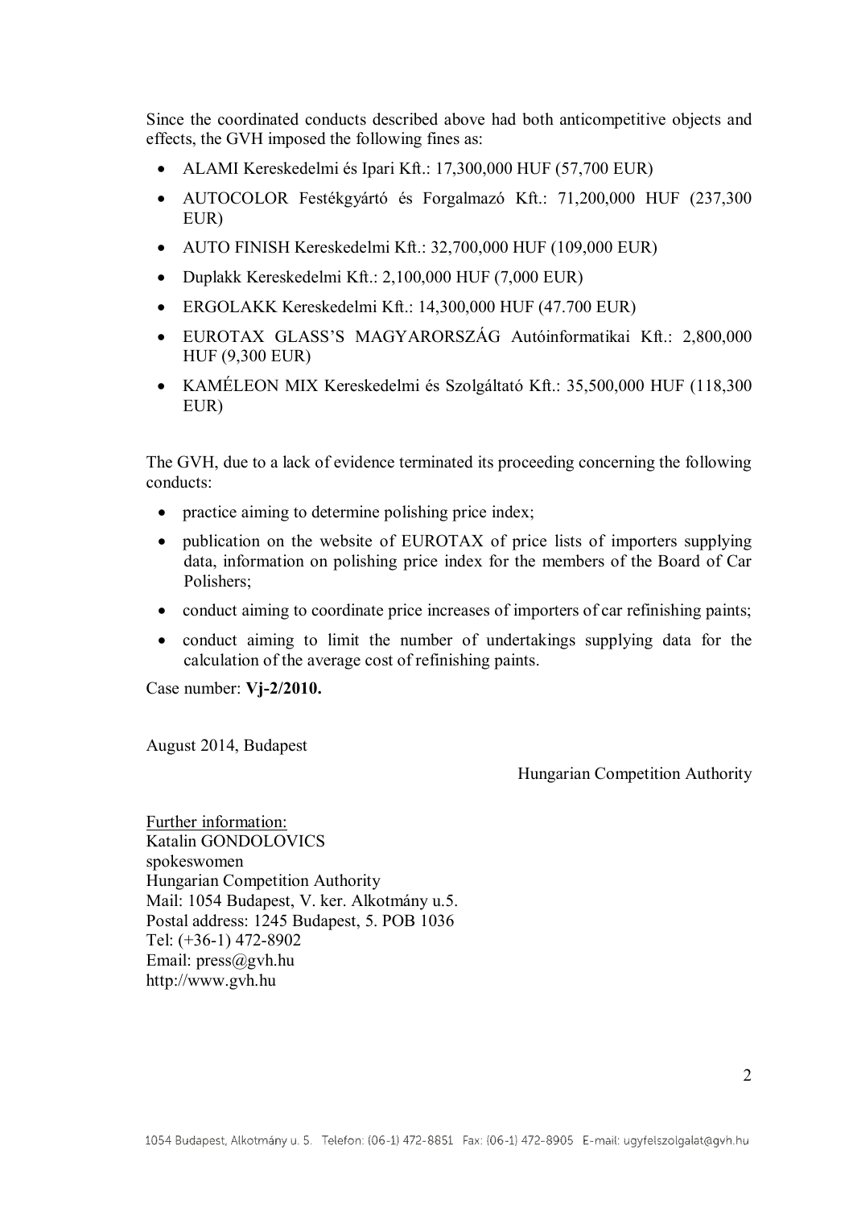Since the coordinated conducts described above had both anticompetitive objects and effects, the GVH imposed the following fines as:

- ALAMI Kereskedelmi és Ipari Kft.: 17,300,000 HUF (57,700 EUR)
- AUTOCOLOR Festékgyártó és Forgalmazó Kft.: 71,200,000 HUF (237,300 EUR)
- AUTO FINISH Kereskedelmi Kft.: 32,700,000 HUF (109,000 EUR)
- Duplakk Kereskedelmi Kft.: 2,100,000 HUF (7,000 EUR)
- ERGOLAKK Kereskedelmi Kft.: 14,300,000 HUF (47.700 EUR)
- EUROTAX GLASS'S MAGYARORSZÁG Autóinformatikai Kft.: 2,800,000 HUF (9,300 EUR)
- KAMÉLEON MIX Kereskedelmi és Szolgáltató Kft.: 35,500,000 HUF (118,300 EUR)

The GVH, due to a lack of evidence terminated its proceeding concerning the following conducts:

- practice aiming to determine polishing price index;
- publication on the website of EUROTAX of price lists of importers supplying data, information on polishing price index for the members of the Board of Car Polishers;
- conduct aiming to coordinate price increases of importers of car refinishing paints;
- conduct aiming to limit the number of undertakings supplying data for the calculation of the average cost of refinishing paints.

Case number: **Vj-2/2010.**

August 2014, Budapest

Hungarian Competition Authority

Further information:
Katalin GONDOLOVICS
spokeswomen
Hungarian Competition Authority
Mail: 1054 Budapest, V. ker. Alkotmány u.5.
Postal address: 1245 Budapest, 5. POB 1036
Tel: (+36-1) 472-8902
Email: press@gvh.hu
http://www.gvh.hu